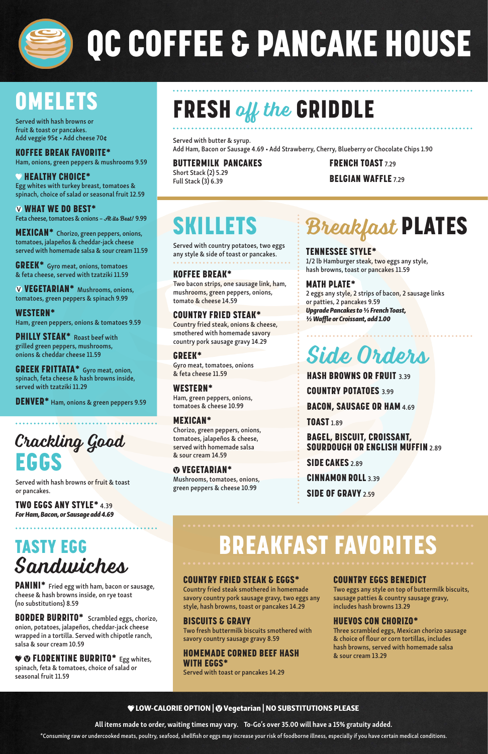# QC COFFEE & PANCAKE HOUSE

## OMELETS

Served with hash browns or fruit & toast or pancakes.
Add veggie 95¢ • Add cheese 70¢

**KOFFEE BREAK FAVORITE*** 
Ham, onions, green peppers & mushrooms 9.59

♥ **HEALTHY CHOICE*** 
Egg whites with turkey breast, tomatoes & spinach, choice of salad or seasonal fruit 12.59

Ⓥ **WHAT WE DO BEST*** 
Feta cheese, tomatoes & onions – *At its Best!* 9.99

**MEXICAN*** Chorizo, green peppers, onions, tomatoes, jalapeños & cheddar-jack cheese served with homemade salsa & sour cream 11.59

**GREEK*** Gyro meat, onions, tomatoes & feta cheese, served with tzatziki 11.59

Ⓥ **VEGETARIAN*** Mushrooms, onions, tomatoes, green peppers & spinach 9.99

**WESTERN*** 
Ham, green peppers, onions & tomatoes 9.59

**PHILLY STEAK*** Roast beef with grilled green peppers, mushrooms, onions & cheddar cheese 11.59

**GREEK FRITTATA*** Gyro meat, onion, spinach, feta cheese & hash browns inside, served with tzatziki 11.29

**DENVER*** Ham, onions & green peppers 9.59

## Crackling Good EGGS

Served with hash browns or fruit & toast or pancakes.

**TWO EGGS ANY STYLE*** 4.39
***For Ham, Bacon, or Sausage add 4.69***

## TASTY EGG Sandwiches

**PANINI*** Fried egg with ham, bacon or sausage, cheese & hash browns inside, on rye toast (no substitutions) 8.59

**BORDER BURRITO*** Scrambled eggs, chorizo, onion, potatoes, jalapeños, cheddar-jack cheese wrapped in a tortilla. Served with chipotle ranch, salsa & sour cream 10.59

♥ Ⓥ **FLORENTINE BURRITO*** Egg whites, spinach, feta & tomatoes, choice of salad or seasonal fruit 11.59

## FRESH off the GRIDDLE

Served with butter & syrup.
Add Ham, Bacon or Sausage 4.69 • Add Strawberry, Cherry, Blueberry or Chocolate Chips 1.90

**BUTTERMILK PANCAKES**
Short Stack (2) 5.29
Full Stack (3) 6.39

**FRENCH TOAST** 7.29

**BELGIAN WAFFLE** 7.29

## SKILLETS

Served with country potatoes, two eggs any style & side of toast or pancakes.

**KOFFEE BREAK*** 
Two bacon strips, one sausage link, ham, mushrooms, green peppers, onions, tomato & cheese 14.59

**COUNTRY FRIED STEAK*** 
Country fried steak, onions & cheese, smothered with homemade savory country pork sausage gravy 14.29

**GREEK*** 
Gyro meat, tomatoes, onions & feta cheese 11.59

**WESTERN*** 
Ham, green peppers, onions, tomatoes & cheese 10.99

**MEXICAN*** 
Chorizo, green peppers, onions, tomatoes, jalapeños & cheese, served with homemade salsa & sour cream 14.59

Ⓥ **VEGETARIAN*** 
Mushrooms, tomatoes, onions, green peppers & cheese 10.99

## Breakfast PLATES

**TENNESSEE STYLE*** 
1/2 lb Hamburger steak, two eggs any style, hash browns, toast or pancakes 11.59

**MATH PLATE*** 
2 eggs any style, 2 strips of bacon, 2 sausage links or patties, 2 pancakes 9.59
***Upgrade Pancakes to ½ French Toast, ½ Waffle or Croissant, add 1.00***

## Side Orders

**HASH BROWNS OR FRUIT** 3.39

**COUNTRY POTATOES** 3.99

**BACON, SAUSAGE OR HAM** 4.69

**TOAST** 1.89

**BAGEL, BISCUIT, CROISSANT, SOURDOUGH OR ENGLISH MUFFIN** 2.89

**SIDE CAKES** 2.89

**CINNAMON ROLL** 3.39

**SIDE OF GRAVY** 2.59

## BREAKFAST FAVORITES

**COUNTRY FRIED STEAK & EGGS*** 
Country fried steak smothered in homemade savory country pork sausage gravy, two eggs any style, hash browns, toast or pancakes 14.29

**BISCUITS & GRAVY**
Two fresh buttermilk biscuits smothered with savory country sausage gravy 8.59

**HOMEMADE CORNED BEEF HASH WITH EGGS*** 
Served with toast or pancakes 14.29

**COUNTRY EGGS BENEDICT**
Two eggs any style on top of buttermilk biscuits, sausage patties & country sausage gravy, includes hash browns 13.29

**HUEVOS CON CHORIZO*** 
Three scrambled eggs, Mexican chorizo sausage & choice of flour or corn tortillas, includes hash browns, served with homemade salsa & sour cream 13.29

♥ **LOW-CALORIE OPTION** | Ⓥ **Vegetarian** | **NO SUBSTITUTIONS PLEASE**

**All items made to order, waiting times may vary. To-Go's over 35.00 will have a 15% gratuity added.**

*Consuming raw or undercooked meats, poultry, seafood, shellfish or eggs may increase your risk of foodborne illness, especially if you have certain medical conditions.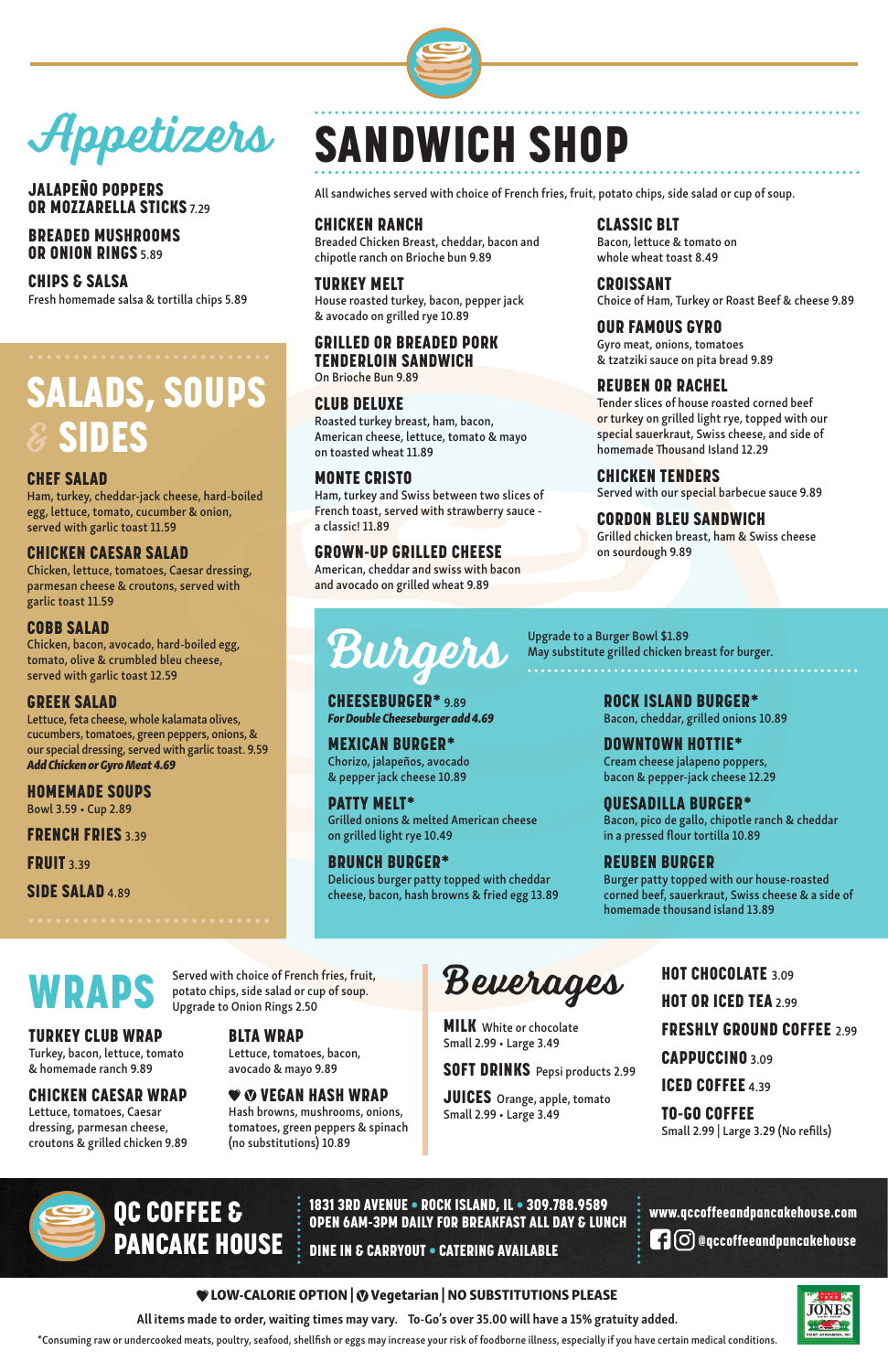# Appetizers

**JALAPEÑO POPPERS OR MOZZARELLA STICKS** 7.29

**BREADED MUSHROOMS OR ONION RINGS** 5.89

**CHIPS & SALSA**
Fresh homemade salsa & tortilla chips 5.89

# SALADS, SOUPS & SIDES

**CHEF SALAD**
Ham, turkey, cheddar-jack cheese, hard-boiled egg, lettuce, tomato, cucumber & onion, served with garlic toast 11.59

**CHICKEN CAESAR SALAD**
Chicken, lettuce, tomatoes, Caesar dressing, parmesan cheese & croutons, served with garlic toast 11.59

**COBB SALAD**
Chicken, bacon, avocado, hard-boiled egg, tomato, olive & crumbled bleu cheese, served with garlic toast 12.59

**GREEK SALAD**
Lettuce, feta cheese, whole kalamata olives, cucumbers, tomatoes, green peppers, onions, & our special dressing, served with garlic toast. 9.59
***Add Chicken or Gyro Meat 4.69***

**HOMEMADE SOUPS**
Bowl 3.59 • Cup 2.89

**FRENCH FRIES** 3.39

**FRUIT** 3.39

**SIDE SALAD** 4.89

# SANDWICH SHOP

All sandwiches served with choice of French fries, fruit, potato chips, side salad or cup of soup.

**CHICKEN RANCH**
Breaded Chicken Breast, cheddar, bacon and chipotle ranch on Brioche bun 9.89

**TURKEY MELT**
House roasted turkey, bacon, pepper jack & avocado on grilled rye 10.89

**GRILLED OR BREADED PORK TENDERLOIN SANDWICH**
On Brioche Bun 9.89

**CLUB DELUXE**
Roasted turkey breast, ham, bacon, American cheese, lettuce, tomato & mayo on toasted wheat 11.89

**MONTE CRISTO**
Ham, turkey and Swiss between two slices of French toast, served with strawberry sauce - a classic! 11.89

**GROWN-UP GRILLED CHEESE**
American, cheddar and swiss with bacon and avocado on grilled wheat 9.89

**CLASSIC BLT**
Bacon, lettuce & tomato on whole wheat toast 8.49

**CROISSANT**
Choice of Ham, Turkey or Roast Beef & cheese 9.89

**OUR FAMOUS GYRO**
Gyro meat, onions, tomatoes & tzatziki sauce on pita bread 9.89

**REUBEN OR RACHEL**
Tender slices of house roasted corned beef or turkey on grilled light rye, topped with our special sauerkraut, Swiss cheese, and side of homemade Thousand Island 12.29

**CHICKEN TENDERS**
Served with our special barbecue sauce 9.89

**CORDON BLEU SANDWICH**
Grilled chicken breast, ham & Swiss cheese on sourdough 9.89

# Burgers

Upgrade to a Burger Bowl $1.89
May substitute grilled chicken breast for burger.

**CHEESEBURGER*** 9.89
***For Double Cheeseburger add 4.69***

**MEXICAN BURGER***
Chorizo, jalapeños, avocado & pepper jack cheese 10.89

**PATTY MELT***
Grilled onions & melted American cheese on grilled light rye 10.49

**BRUNCH BURGER***
Delicious burger patty topped with cheddar cheese, bacon, hash browns & fried egg 13.89

**ROCK ISLAND BURGER***
Bacon, cheddar, grilled onions 10.89

**DOWNTOWN HOTTIE***
Cream cheese jalapeno poppers, bacon & pepper-jack cheese 12.29

**QUESADILLA BURGER***
Bacon, pico de gallo, chipotle ranch & cheddar in a pressed flour tortilla 10.89

**REUBEN BURGER**
Burger patty topped with our house-roasted corned beef, sauerkraut, Swiss cheese & a side of homemade thousand island 13.89

# WRAPS

Served with choice of French fries, fruit, potato chips, side salad or cup of soup. Upgrade to Onion Rings 2.50

**TURKEY CLUB WRAP**
Turkey, bacon, lettuce, tomato & homemade ranch 9.89

**CHICKEN CAESAR WRAP**
Lettuce, tomatoes, Caesar dressing, parmesan cheese, croutons & grilled chicken 9.89

**BLTA WRAP**
Lettuce, tomatoes, bacon, avocado & mayo 9.89

**♥ Ⓥ VEGAN HASH WRAP**
Hash browns, mushrooms, onions, tomatoes, green peppers & spinach (no substitutions) 10.89

# Beverages

**MILK** White or chocolate
Small 2.99 • Large 3.49

**SOFT DRINKS** Pepsi products 2.99

**JUICES** Orange, apple, tomato
Small 2.99 • Large 3.49

**HOT CHOCOLATE** 3.09

**HOT OR ICED TEA** 2.99

**FRESHLY GROUND COFFEE** 2.99

**CAPPUCCINO** 3.09

**ICED COFFEE** 4.39

**TO-GO COFFEE**
Small 2.99 | Large 3.29 (No refills)

**QC COFFEE & PANCAKE HOUSE**

1831 3RD AVENUE • ROCK ISLAND, IL • 309.788.9589
OPEN 6AM-3PM DAILY FOR BREAKFAST ALL DAY & LUNCH
DINE IN & CARRYOUT • CATERING AVAILABLE

www.qcoffeeandpancakehouse.com
@qccoffeeandpancakehouse

**♥ LOW-CALORIE OPTION | Ⓥ Vegetarian | NO SUBSTITUTIONS PLEASE**

All items made to order, waiting times may vary. To-Go's over 35.00 will have a 15% gratuity added.

*Consuming raw or undercooked meats, poultry, seafood, shellfish or eggs may increase your risk of foodborne illness, especially if you have certain medical conditions.